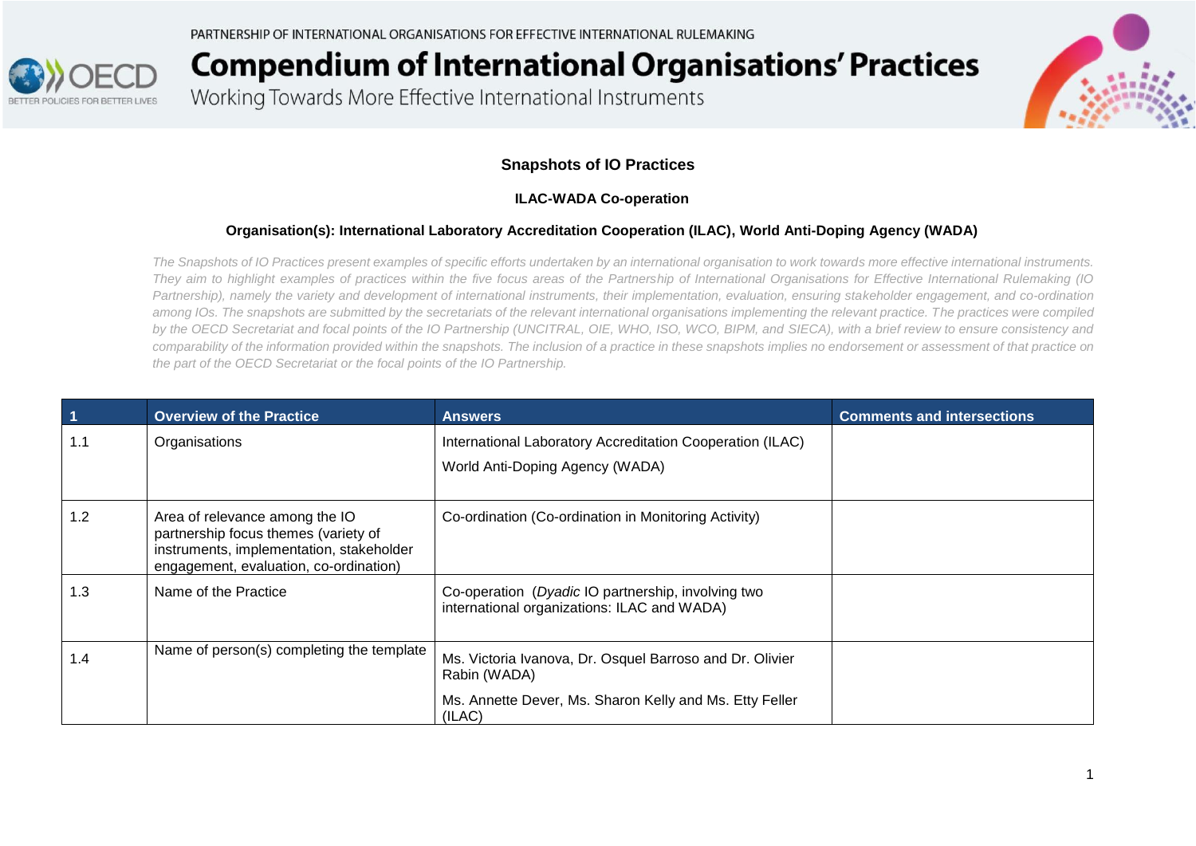PARTNERSHIP OF INTERNATIONAL ORGANISATIONS FOR EFFECTIVE INTERNATIONAL RULEMAKING

# Compendium of International Organisations' Practices

Working Towards More Effective International Instruments

## Snapshots of IO Practices

### ILAC-WADA Co-operation

**Organisation(s): International Laboratory Accreditation Cooperation (ILAC), World Anti-Doping Agency (WADA)**

*The Snapshots of IO Practices present examples of specific efforts undertaken by an international organisation to work towards more effective international instruments. They aim to highlight examples of practices within the five focus areas of the Partnership of International Organisations for Effective International Rulemaking (IO Partnership), namely the variety and development of international instruments, their implementation, evaluation, ensuring stakeholder engagement, and co-ordination among IOs. The snapshots are submitted by the secretariats of the relevant international organisations implementing the relevant practice. The practices were compiled by the OECD Secretariat and focal points of the IO Partnership (UNCITRAL, OIE, WHO, ISO, WCO, BIPM, and SIECA), with a brief review to ensure consistency and comparability of the information provided within the snapshots. The inclusion of a practice in these snapshots implies no endorsement or assessment of that practice on the part of the OECD Secretariat or the focal points of the IO Partnership.*

| 1 | Overview of the Practice | Answers | Comments and intersections |
|---|---|---|---|
| 1.1 | Organisations | International Laboratory Accreditation Cooperation (ILAC)<br>World Anti-Doping Agency (WADA) | |
| 1.2 | Area of relevance among the IO partnership focus themes (variety of instruments, implementation, stakeholder engagement, evaluation, co-ordination) | Co-ordination (Co-ordination in Monitoring Activity) | |
| 1.3 | Name of the Practice | Co-operation (*Dyadic* IO partnership, involving two international organizations: ILAC and WADA) | |
| 1.4 | Name of person(s) completing the template | Ms. Victoria Ivanova, Dr. Osquel Barroso and Dr. Olivier Rabin (WADA)<br>Ms. Annette Dever, Ms. Sharon Kelly and Ms. Etty Feller (ILAC) | |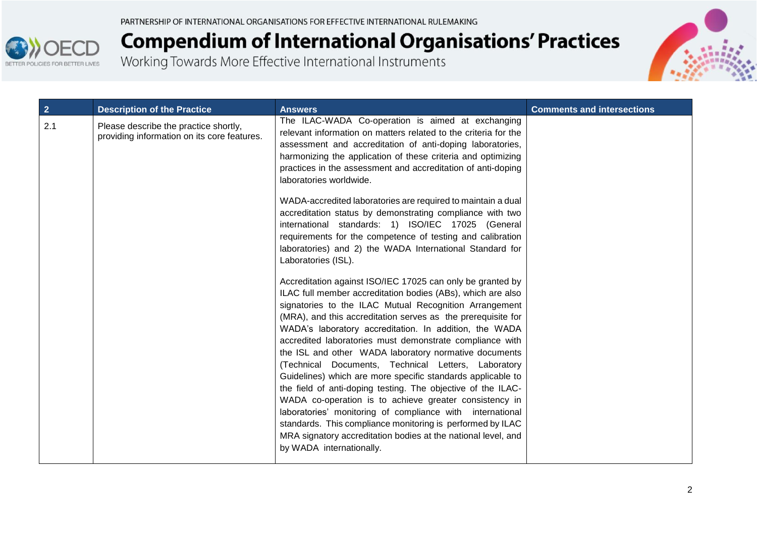| 2 | Description of the Practice | Answers | Comments and intersections |
|---|---|---|---|
| 2.1 | Please describe the practice shortly, providing information on its core features. | The ILAC-WADA Co-operation is aimed at exchanging relevant information on matters related to the criteria for the assessment and accreditation of anti-doping laboratories, harmonizing the application of these criteria and optimizing practices in the assessment and accreditation of anti-doping laboratories worldwide.<br><br>WADA-accredited laboratories are required to maintain a dual accreditation status by demonstrating compliance with two international standards: 1) ISO/IEC 17025 (General requirements for the competence of testing and calibration laboratories) and 2) the WADA International Standard for Laboratories (ISL).<br><br>Accreditation against ISO/IEC 17025 can only be granted by ILAC full member accreditation bodies (ABs), which are also signatories to the ILAC Mutual Recognition Arrangement (MRA), and this accreditation serves as the prerequisite for WADA's laboratory accreditation. In addition, the WADA accredited laboratories must demonstrate compliance with the ISL and other WADA laboratory normative documents (Technical Documents, Technical Letters, Laboratory Guidelines) which are more specific standards applicable to the field of anti-doping testing. The objective of the ILAC-WADA co-operation is to achieve greater consistency in laboratories' monitoring of compliance with international standards. This compliance monitoring is performed by ILAC MRA signatory accreditation bodies at the national level, and by WADA internationally. | |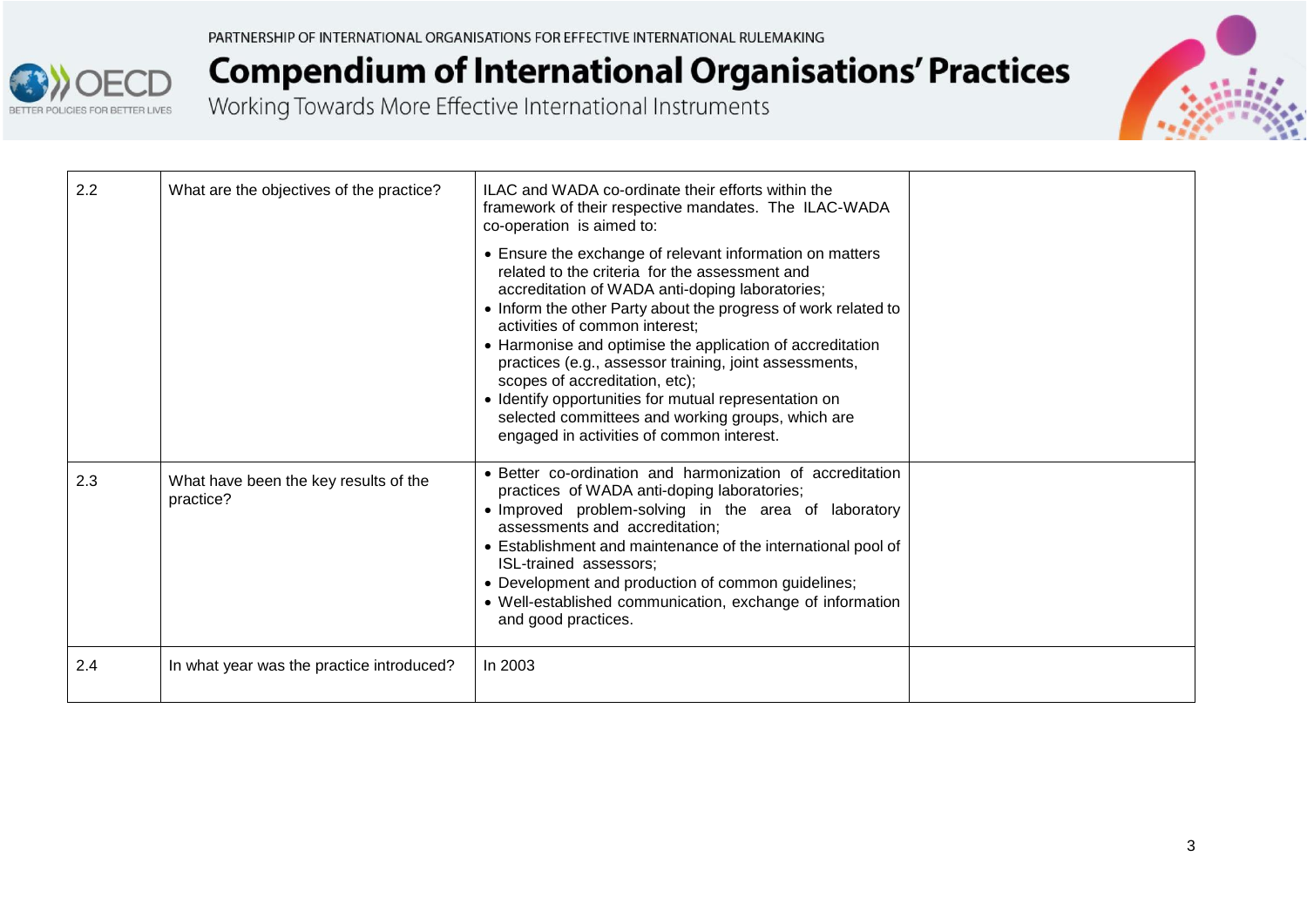| 2.2 | What are the objectives of the practice? | ILAC and WADA co-ordinate their efforts within the framework of their respective mandates. The ILAC-WADA co-operation is aimed to:<br><br>• Ensure the exchange of relevant information on matters related to the criteria for the assessment and accreditation of WADA anti-doping laboratories;<br>• Inform the other Party about the progress of work related to activities of common interest;<br>• Harmonise and optimise the application of accreditation practices (e.g., assessor training, joint assessments, scopes of accreditation, etc);<br>• Identify opportunities for mutual representation on selected committees and working groups, which are engaged in activities of common interest. | |
|---|---|---|---|
| 2.3 | What have been the key results of the practice? | • Better co-ordination and harmonization of accreditation practices of WADA anti-doping laboratories;<br>• Improved problem-solving in the area of laboratory assessments and accreditation;<br>• Establishment and maintenance of the international pool of ISL-trained assessors;<br>• Development and production of common guidelines;<br>• Well-established communication, exchange of information and good practices. | |
| 2.4 | In what year was the practice introduced? | In 2003 | |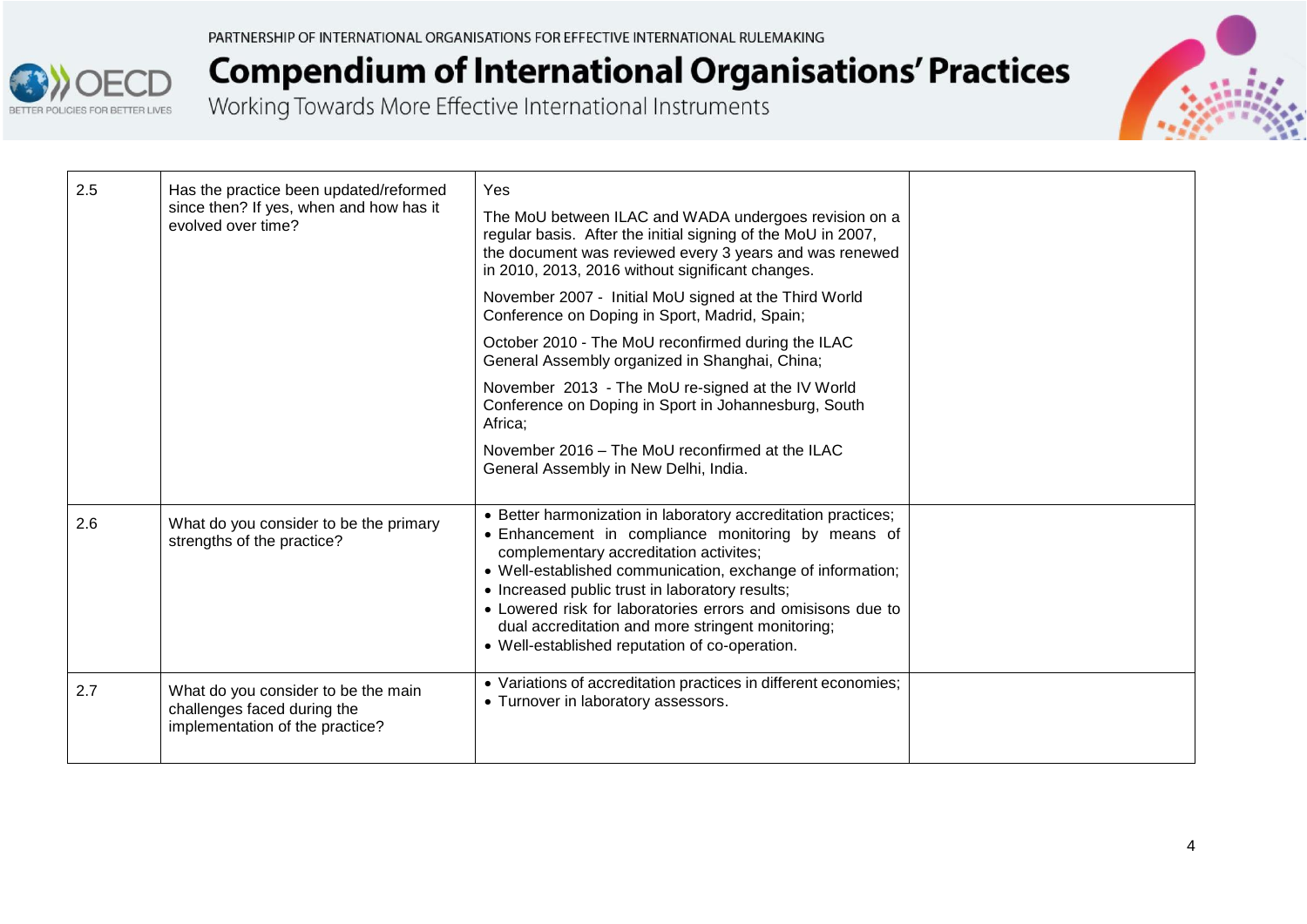| | | | |
|---|---|---|---|
| 2.5 | Has the practice been updated/reformed since then? If yes, when and how has it evolved over time? | Yes<br><br>The MoU between ILAC and WADA undergoes revision on a regular basis. After the initial signing of the MoU in 2007, the document was reviewed every 3 years and was renewed in 2010, 2013, 2016 without significant changes.<br><br>November 2007 - Initial MoU signed at the Third World Conference on Doping in Sport, Madrid, Spain;<br><br>October 2010 - The MoU reconfirmed during the ILAC General Assembly organized in Shanghai, China;<br><br>November 2013 - The MoU re-signed at the IV World Conference on Doping in Sport in Johannesburg, South Africa;<br><br>November 2016 – The MoU reconfirmed at the ILAC General Assembly in New Delhi, India. | |
| 2.6 | What do you consider to be the primary strengths of the practice? | • Better harmonization in laboratory accreditation practices;<br>• Enhancement in compliance monitoring by means of complementary accreditation activites;<br>• Well-established communication, exchange of information;<br>• Increased public trust in laboratory results;<br>• Lowered risk for laboratories errors and omisisons due to dual accreditation and more stringent monitoring;<br>• Well-established reputation of co-operation. | |
| 2.7 | What do you consider to be the main challenges faced during the implementation of the practice? | • Variations of accreditation practices in different economies;<br>• Turnover in laboratory assessors. | |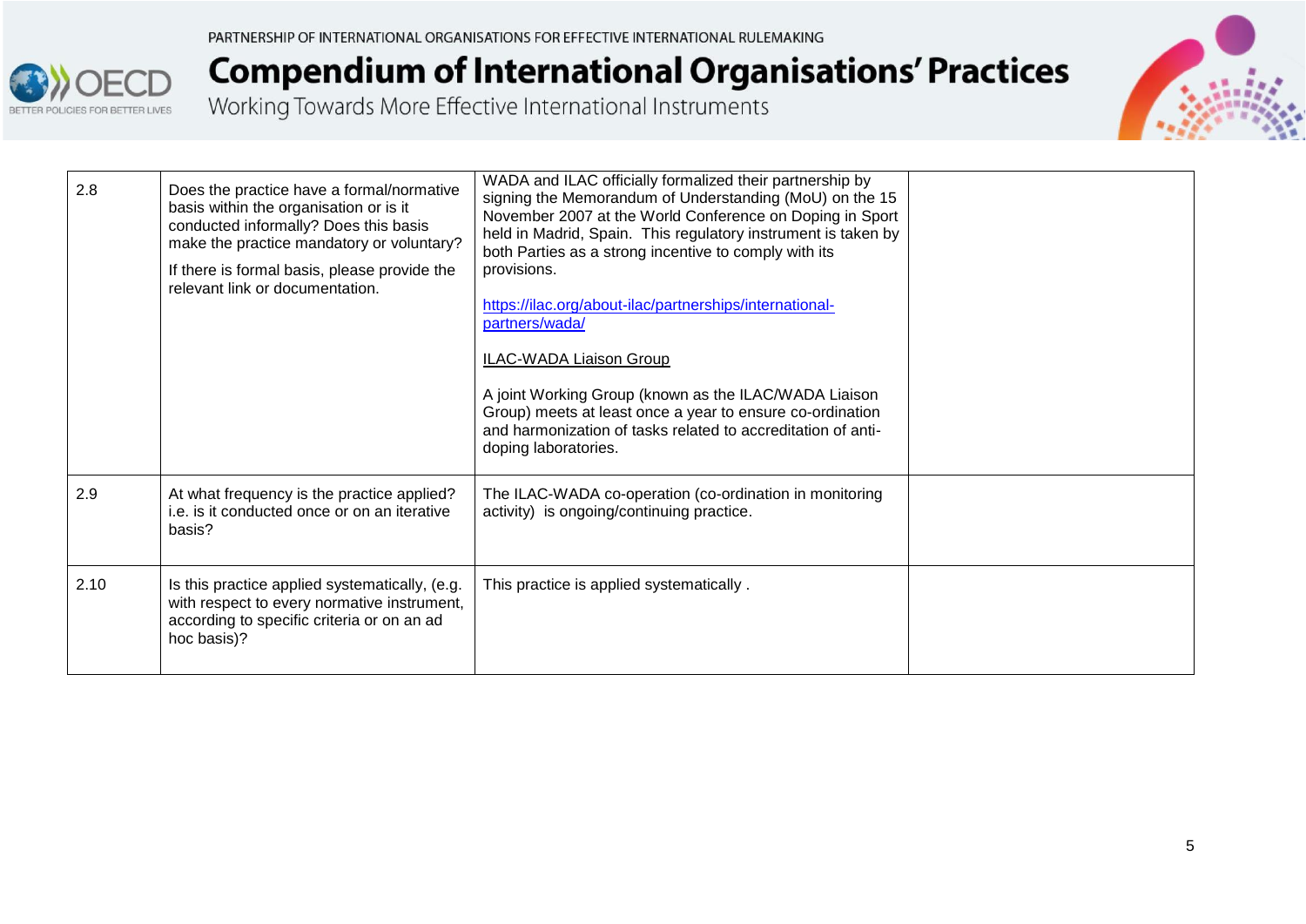| | | | |
|---|---|---|---|
| 2.8 | Does the practice have a formal/normative basis within the organisation or is it conducted informally? Does this basis make the practice mandatory or voluntary?<br><br>If there is formal basis, please provide the relevant link or documentation. | WADA and ILAC officially formalized their partnership by signing the Memorandum of Understanding (MoU) on the 15 November 2007 at the World Conference on Doping in Sport held in Madrid, Spain. This regulatory instrument is taken by both Parties as a strong incentive to comply with its provisions.<br><br>https://ilac.org/about-ilac/partnerships/international-partners/wada/<br><br>ILAC-WADA Liaison Group<br><br>A joint Working Group (known as the ILAC/WADA Liaison Group) meets at least once a year to ensure co-ordination and harmonization of tasks related to accreditation of anti-doping laboratories. | |
| 2.9 | At what frequency is the practice applied? i.e. is it conducted once or on an iterative basis? | The ILAC-WADA co-operation (co-ordination in monitoring activity) is ongoing/continuing practice. | |
| 2.10 | Is this practice applied systematically, (e.g. with respect to every normative instrument, according to specific criteria or on an ad hoc basis)? | This practice is applied systematically . | |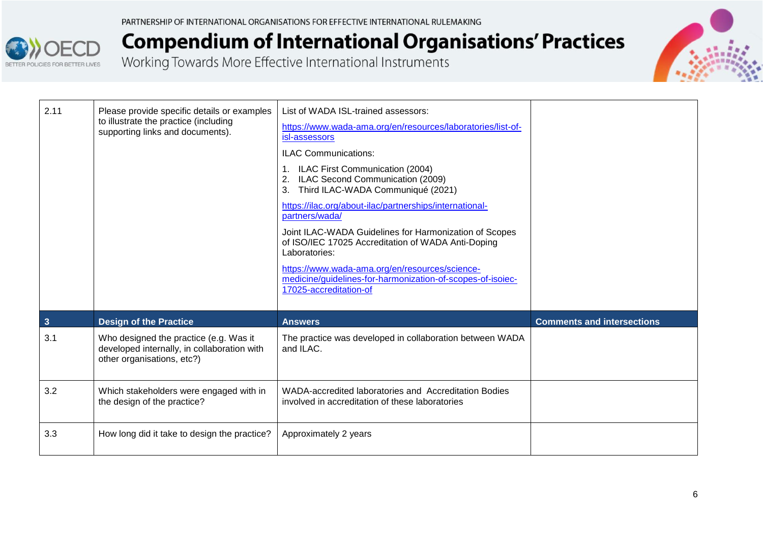| | | | |
|---|---|---|---|
| 2.11 | Please provide specific details or examples to illustrate the practice (including supporting links and documents). | List of WADA ISL-trained assessors:<br>https://www.wada-ama.org/en/resources/laboratories/list-of-isl-assessors<br>ILAC Communications:<br>1. ILAC First Communication (2004)<br>2. ILAC Second Communication (2009)<br>3. Third ILAC-WADA Communiqué (2021)<br>https://ilac.org/about-ilac/partnerships/international-partners/wada/<br>Joint ILAC-WADA Guidelines for Harmonization of Scopes of ISO/IEC 17025 Accreditation of WADA Anti-Doping Laboratories:<br>https://www.wada-ama.org/en/resources/science-medicine/guidelines-for-harmonization-of-scopes-of-isoiec-17025-accreditation-of | |
| **3** | **Design of the Practice** | **Answers** | **Comments and intersections** |
| 3.1 | Who designed the practice (e.g. Was it developed internally, in collaboration with other organisations, etc?) | The practice was developed in collaboration between WADA and ILAC. | |
| 3.2 | Which stakeholders were engaged with in the design of the practice? | WADA-accredited laboratories and Accreditation Bodies involved in accreditation of these laboratories | |
| 3.3 | How long did it take to design the practice? | Approximately 2 years | |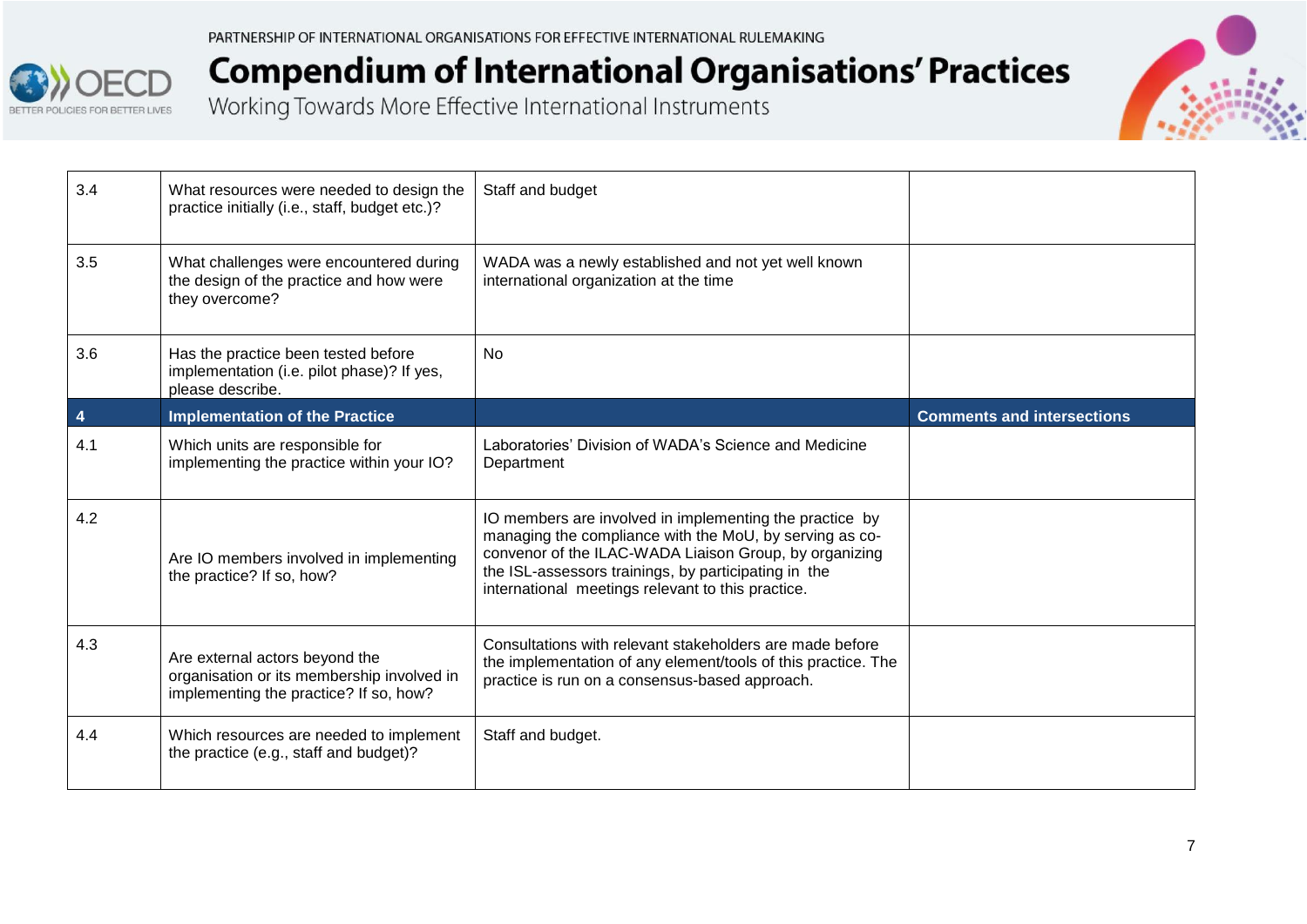| | | | |
|---|---|---|---|
| 3.4 | What resources were needed to design the practice initially (i.e., staff, budget etc.)? | Staff and budget | |
| 3.5 | What challenges were encountered during the design of the practice and how were they overcome? | WADA was a newly established and not yet well known international organization at the time | |
| 3.6 | Has the practice been tested before implementation (i.e. pilot phase)? If yes, please describe. | No | |
| **4** | **Implementation of the Practice** | | **Comments and intersections** |
| 4.1 | Which units are responsible for implementing the practice within your IO? | Laboratories' Division of WADA's Science and Medicine Department | |
| 4.2 | Are IO members involved in implementing the practice? If so, how? | IO members are involved in implementing the practice by managing the compliance with the MoU, by serving as co-convenor of the ILAC-WADA Liaison Group, by organizing the ISL-assessors trainings, by participating in the international meetings relevant to this practice. | |
| 4.3 | Are external actors beyond the organisation or its membership involved in implementing the practice? If so, how? | Consultations with relevant stakeholders are made before the implementation of any element/tools of this practice. The practice is run on a consensus-based approach. | |
| 4.4 | Which resources are needed to implement the practice (e.g., staff and budget)? | Staff and budget. | |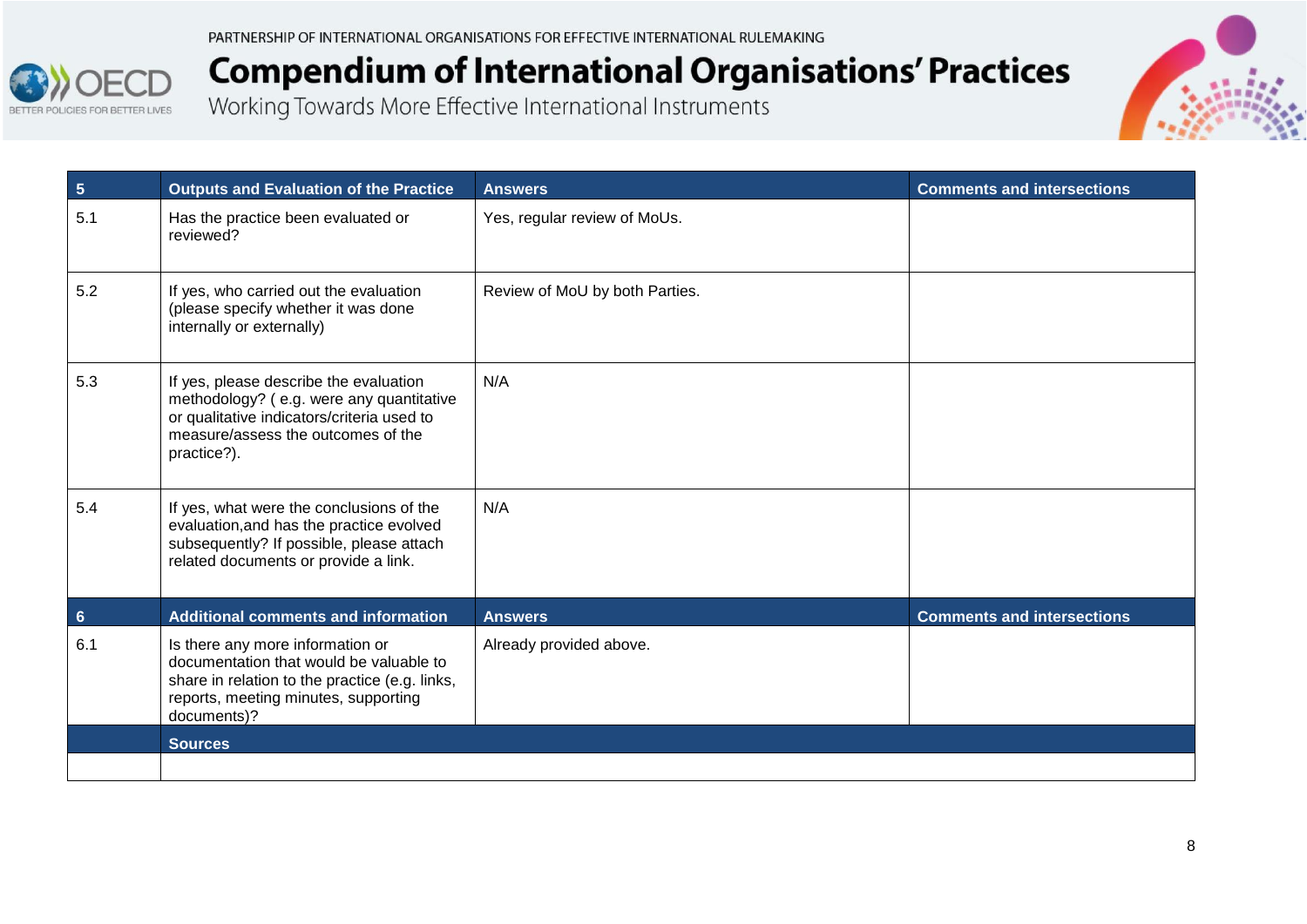| 5 | Outputs and Evaluation of the Practice | Answers | Comments and intersections |
|---|---|---|---|
| 5.1 | Has the practice been evaluated or reviewed? | Yes, regular review of MoUs. | |
| 5.2 | If yes, who carried out the evaluation (please specify whether it was done internally or externally) | Review of MoU by both Parties. | |
| 5.3 | If yes, please describe the evaluation methodology? ( e.g. were any quantitative or qualitative indicators/criteria used to measure/assess the outcomes of the practice?). | N/A | |
| 5.4 | If yes, what were the conclusions of the evaluation,and has the practice evolved subsequently? If possible, please attach related documents or provide a link. | N/A | |
| **6** | **Additional comments and information** | **Answers** | **Comments and intersections** |
| 6.1 | Is there any more information or documentation that would be valuable to share in relation to the practice (e.g. links, reports, meeting minutes, supporting documents)? | Already provided above. | |
| | **Sources** | | |
| | | | |